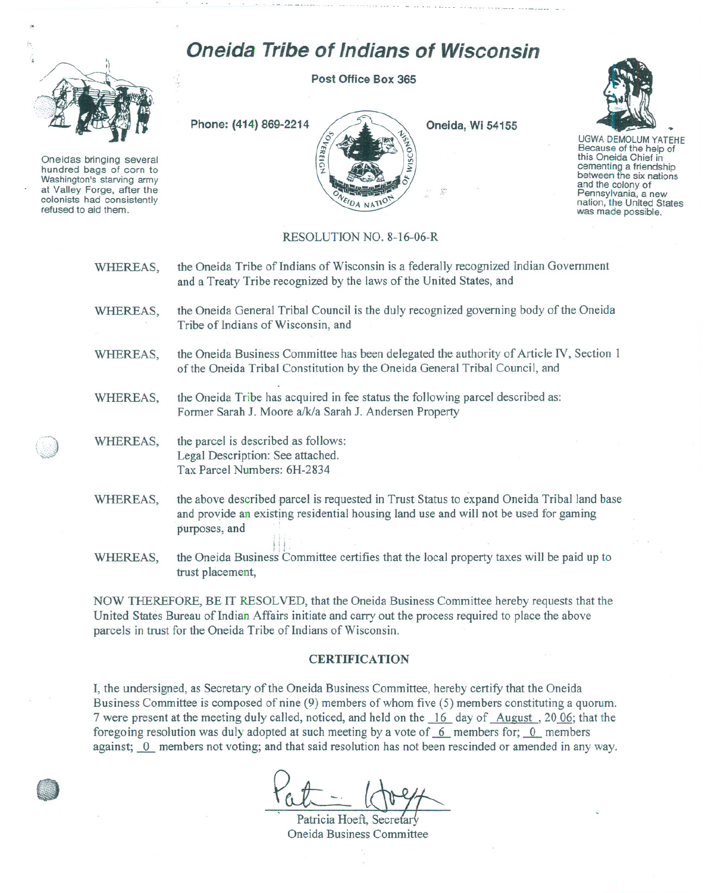# Oneida Tribe of Indians of Wisconsin

**Post Office Box 365**

**Phone: (414) 869-2214** **Oneida, Wi 54155**

Oneidas bringing several hundred bags of corn to Washington's starving army at Valley Forge, after the colonists had consistently refused to aid them.

UGWA DEMOLUM YATEHE
Because of the help of this Oneida Chief in cementing a friendship between the six nations and the colony of Pennsylvania, a new nation, the United States was made possible.

RESOLUTION NO. 8-16-06-R

WHEREAS, the Oneida Tribe of Indians of Wisconsin is a federally recognized Indian Government and a Treaty Tribe recognized by the laws of the United States, and

WHEREAS, the Oneida General Tribal Council is the duly recognized governing body of the Oneida Tribe of Indians of Wisconsin, and

WHEREAS, the Oneida Business Committee has been delegated the authority of Article IV, Section 1 of the Oneida Tribal Constitution by the Oneida General Tribal Council, and

WHEREAS, the Oneida Tribe has acquired in fee status the following parcel described as:
Former Sarah J. Moore a/k/a Sarah J. Andersen Property

WHEREAS, the parcel is described as follows:
Legal Description: See attached.
Tax Parcel Numbers: 6H-2834

WHEREAS, the above described parcel is requested in Trust Status to expand Oneida Tribal land base and provide an existing residential housing land use and will not be used for gaming purposes, and

WHEREAS, the Oneida Business Committee certifies that the local property taxes will be paid up to trust placement,

NOW THEREFORE, BE IT RESOLVED, that the Oneida Business Committee hereby requests that the United States Bureau of Indian Affairs initiate and carry out the process required to place the above parcels in trust for the Oneida Tribe of Indians of Wisconsin.

## CERTIFICATION

I, the undersigned, as Secretary of the Oneida Business Committee, hereby certify that the Oneida Business Committee is composed of nine (9) members of whom five (5) members constituting a quorum. 7 were present at the meeting duly called, noticed, and held on the 16 day of August, 2006; that the foregoing resolution was duly adopted at such meeting by a vote of 6 members for; 0 members against; 0 members not voting; and that said resolution has not been rescinded or amended in any way.

Patricia Hoeft, Secretary
Oneida Business Committee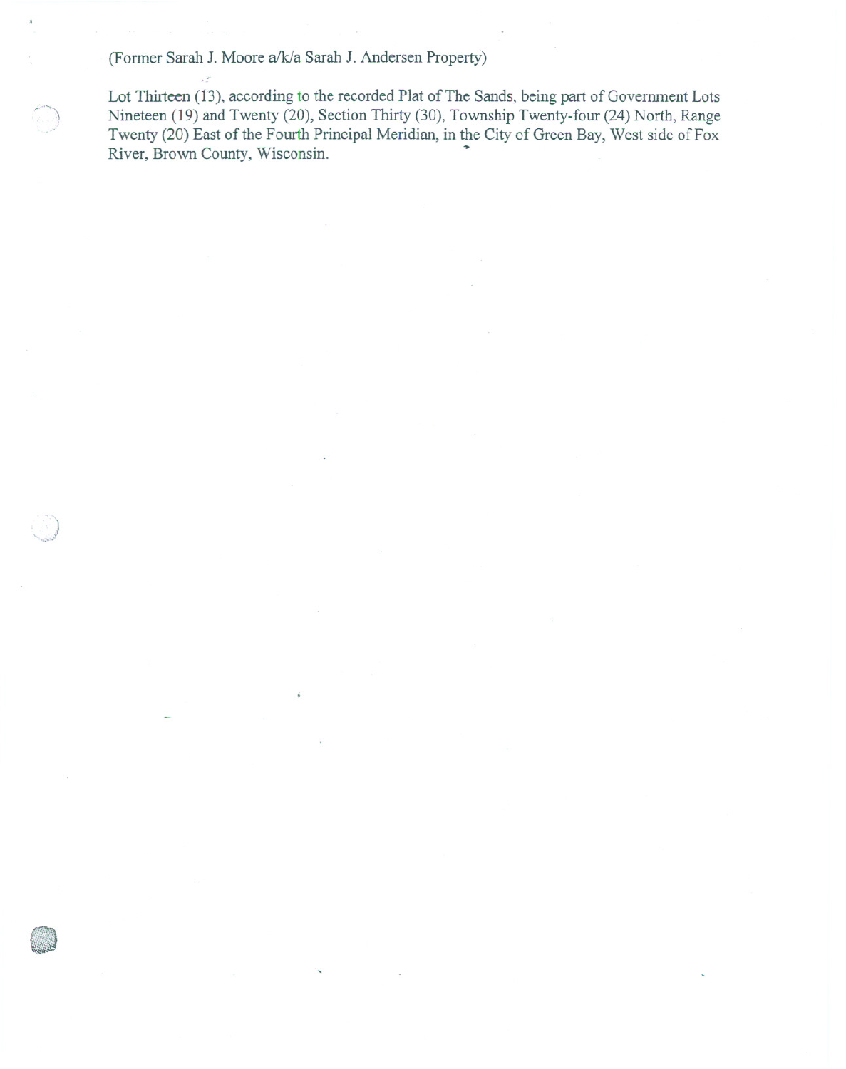(Former Sarah J. Moore a/k/a Sarah J. Andersen Property)

Lot Thirteen (13), according to the recorded Plat of The Sands, being part of Government Lots Nineteen (19) and Twenty (20), Section Thirty (30), Township Twenty-four (24) North, Range Twenty (20) East of the Fourth Principal Meridian, in the City of Green Bay, West side of Fox River, Brown County, Wisconsin.